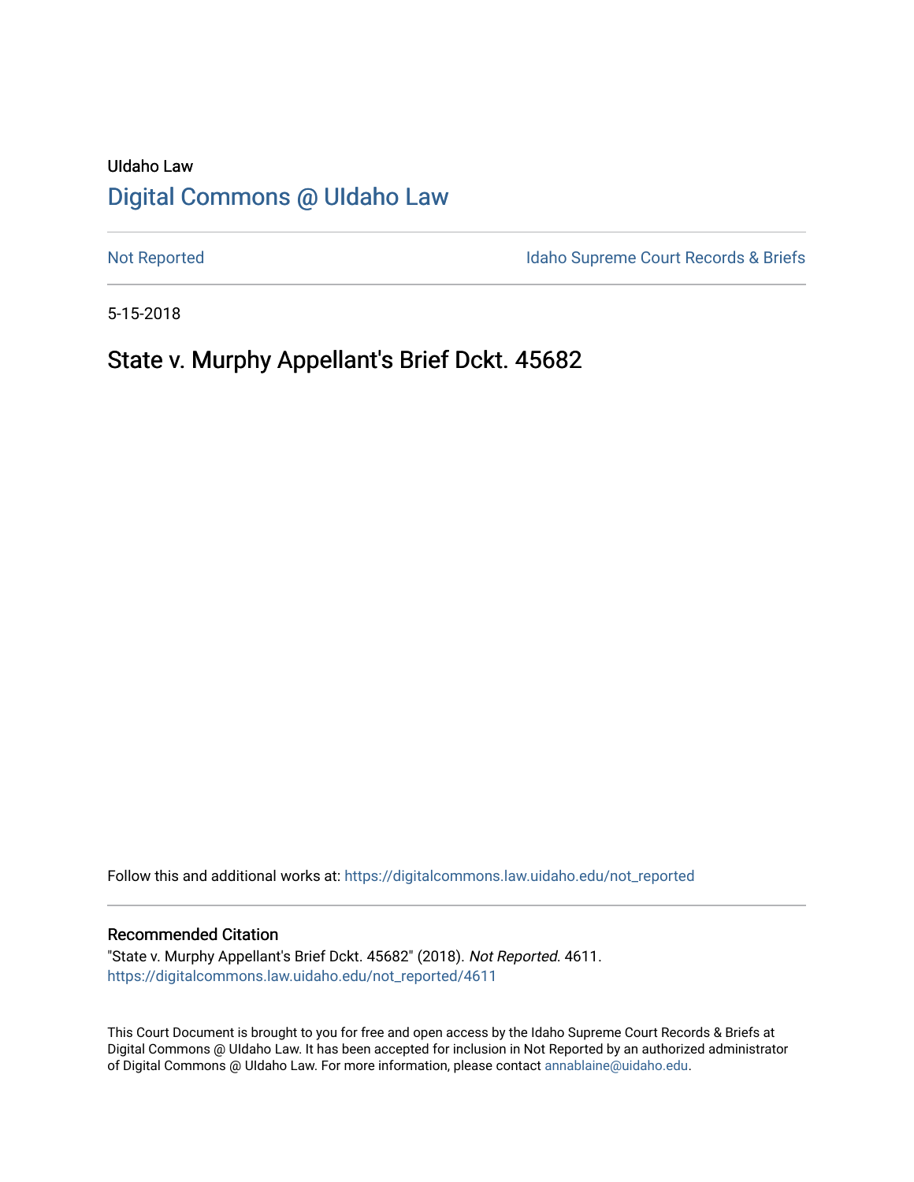UIdaho Law

# Digital Commons @ UIdaho Law

Not Reported

Idaho Supreme Court Records & Briefs

5-15-2018

## State v. Murphy Appellant's Brief Dckt. 45682

Follow this and additional works at: https://digitalcommons.law.uidaho.edu/not_reported

### Recommended Citation

"State v. Murphy Appellant's Brief Dckt. 45682" (2018). *Not Reported*. 4611.
https://digitalcommons.law.uidaho.edu/not_reported/4611

This Court Document is brought to you for free and open access by the Idaho Supreme Court Records & Briefs at Digital Commons @ UIdaho Law. It has been accepted for inclusion in Not Reported by an authorized administrator of Digital Commons @ UIdaho Law. For more information, please contact annablaine@uidaho.edu.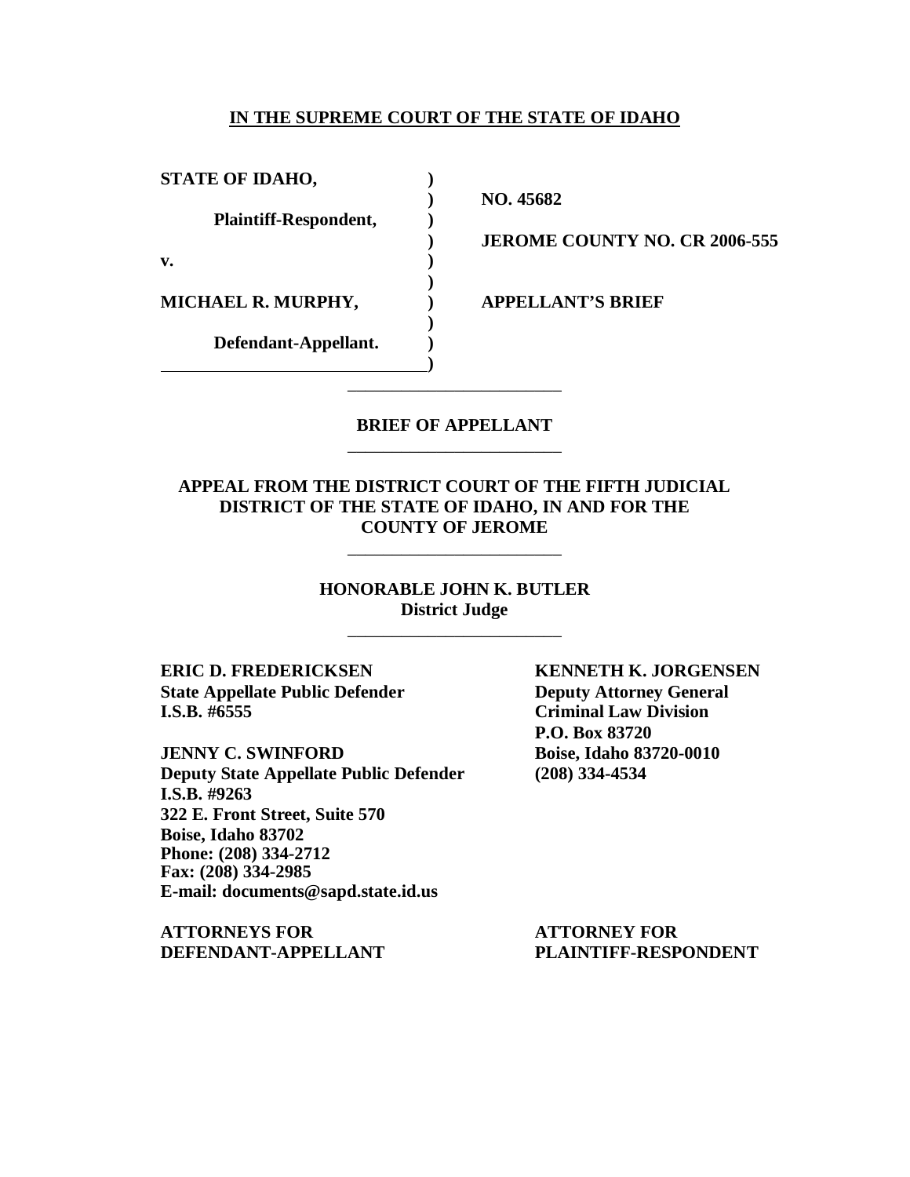**IN THE SUPREME COURT OF THE STATE OF IDAHO**

| | | |
|---|---|---|
| **STATE OF IDAHO,** | **)** | |
| | **)** | **NO. 45682** |
| **Plaintiff-Respondent,** | **)** | |
| | **)** | **JEROME COUNTY NO. CR 2006-555** |
| **v.** | **)** | |
| | **)** | |
| **MICHAEL R. MURPHY,** | **)** | **APPELLANT'S BRIEF** |
| | **)** | |
| **Defendant-Appellant.** | **)** | |
| | **)** | |

---

**BRIEF OF APPELLANT**

---

**APPEAL FROM THE DISTRICT COURT OF THE FIFTH JUDICIAL DISTRICT OF THE STATE OF IDAHO, IN AND FOR THE COUNTY OF JEROME**

---

**HONORABLE JOHN K. BUTLER**
**District Judge**

---

**ERIC D. FREDERICKSEN**
**State Appellate Public Defender**
**I.S.B. #6555**

**JENNY C. SWINFORD**
**Deputy State Appellate Public Defender**
**I.S.B. #9263**
**322 E. Front Street, Suite 570**
**Boise, Idaho 83702**
**Phone: (208) 334-2712**
**Fax: (208) 334-2985**
**E-mail: documents@sapd.state.id.us**

**ATTORNEYS FOR DEFENDANT-APPELLANT**

**KENNETH K. JORGENSEN**
**Deputy Attorney General**
**Criminal Law Division**
**P.O. Box 83720**
**Boise, Idaho 83720-0010**
**(208) 334-4534**

**ATTORNEY FOR PLAINTIFF-RESPONDENT**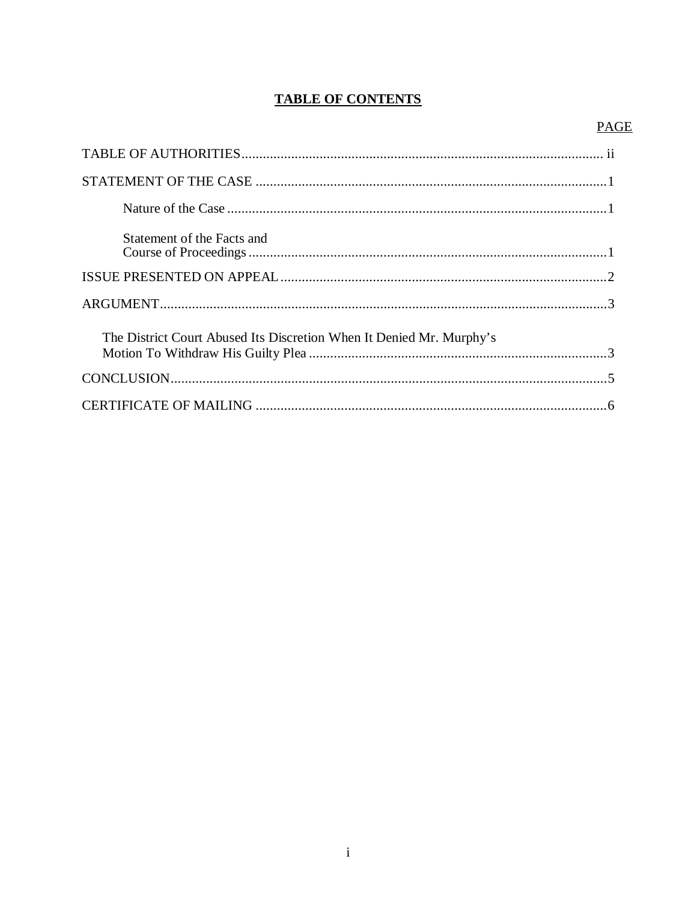# TABLE OF CONTENTS

| | PAGE |
|---|---|
| TABLE OF AUTHORITIES | ii |
| STATEMENT OF THE CASE | 1 |
| Nature of the Case | 1 |
| Statement of the Facts and Course of Proceedings | 1 |
| ISSUE PRESENTED ON APPEAL | 2 |
| ARGUMENT | 3 |
| The District Court Abused Its Discretion When It Denied Mr. Murphy's Motion To Withdraw His Guilty Plea | 3 |
| CONCLUSION | 5 |
| CERTIFICATE OF MAILING | 6 |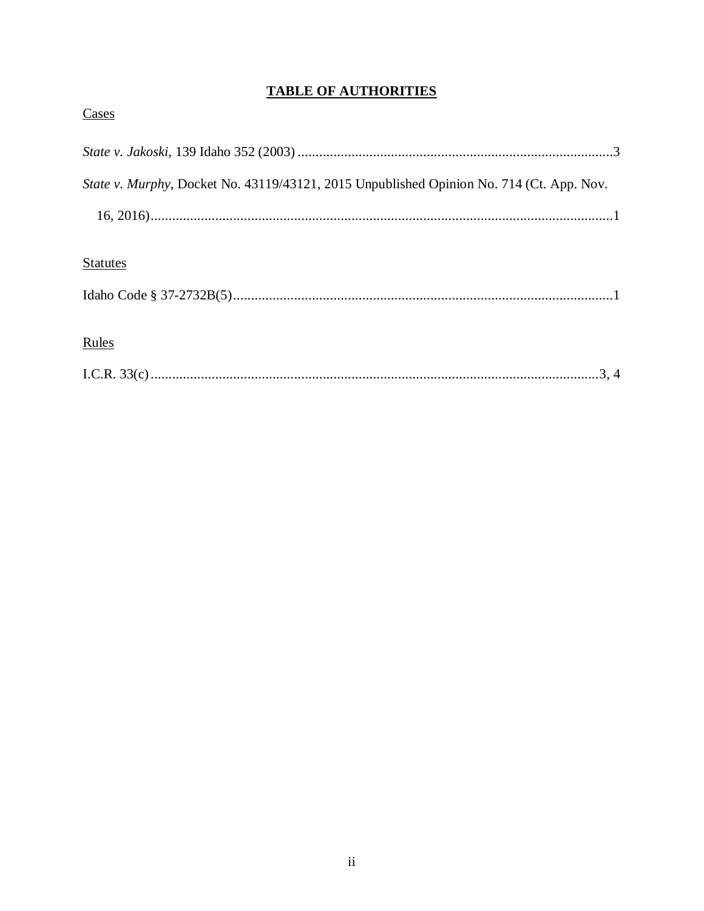# TABLE OF AUTHORITIES

Cases

*State v. Jakoski*, 139 Idaho 352 (2003) ........................................................................................3

*State v. Murphy*, Docket No. 43119/43121, 2015 Unpublished Opinion No. 714 (Ct. App. Nov. 16, 2016)................................................................................................................................1

Statutes

Idaho Code § 37-2732B(5)..........................................................................................................1

Rules

I.C.R. 33(c)............................................................................................................................3, 4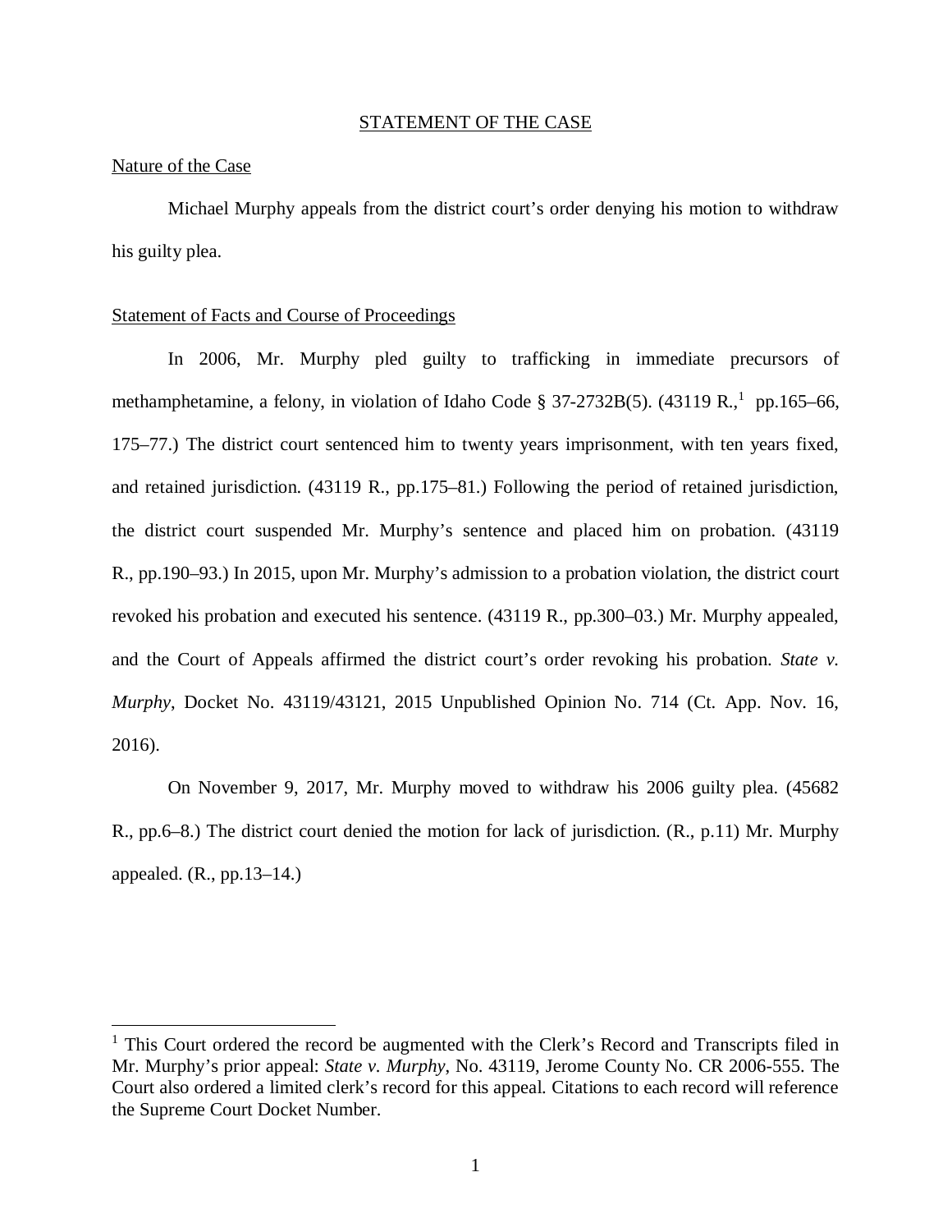## STATEMENT OF THE CASE

### Nature of the Case

Michael Murphy appeals from the district court's order denying his motion to withdraw his guilty plea.

### Statement of Facts and Course of Proceedings

In 2006, Mr. Murphy pled guilty to trafficking in immediate precursors of methamphetamine, a felony, in violation of Idaho Code § 37-2732B(5). (43119 R.,[1] pp.165–66, 175–77.) The district court sentenced him to twenty years imprisonment, with ten years fixed, and retained jurisdiction. (43119 R., pp.175–81.) Following the period of retained jurisdiction, the district court suspended Mr. Murphy's sentence and placed him on probation. (43119 R., pp.190–93.) In 2015, upon Mr. Murphy's admission to a probation violation, the district court revoked his probation and executed his sentence. (43119 R., pp.300–03.) Mr. Murphy appealed, and the Court of Appeals affirmed the district court's order revoking his probation. *State v. Murphy*, Docket No. 43119/43121, 2015 Unpublished Opinion No. 714 (Ct. App. Nov. 16, 2016).

On November 9, 2017, Mr. Murphy moved to withdraw his 2006 guilty plea. (45682 R., pp.6–8.) The district court denied the motion for lack of jurisdiction. (R., p.11) Mr. Murphy appealed. (R., pp.13–14.)

[1] This Court ordered the record be augmented with the Clerk's Record and Transcripts filed in Mr. Murphy's prior appeal: *State v. Murphy*, No. 43119, Jerome County No. CR 2006-555. The Court also ordered a limited clerk's record for this appeal. Citations to each record will reference the Supreme Court Docket Number.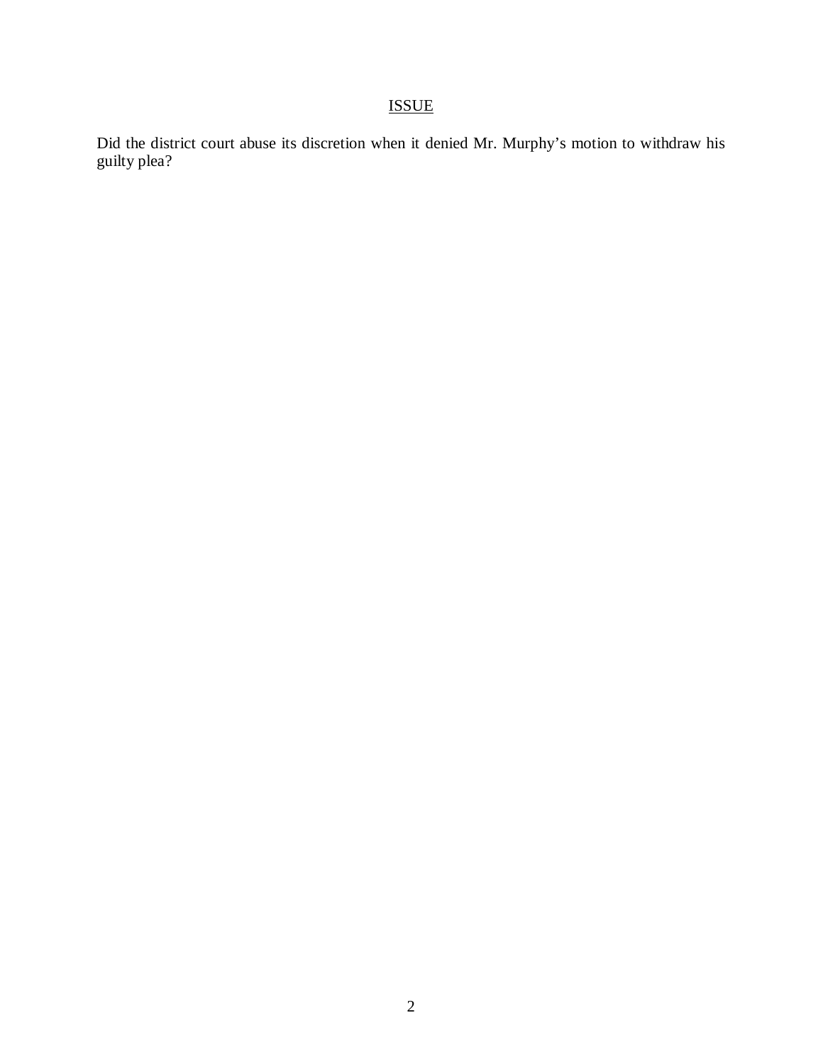## ISSUE

Did the district court abuse its discretion when it denied Mr. Murphy's motion to withdraw his guilty plea?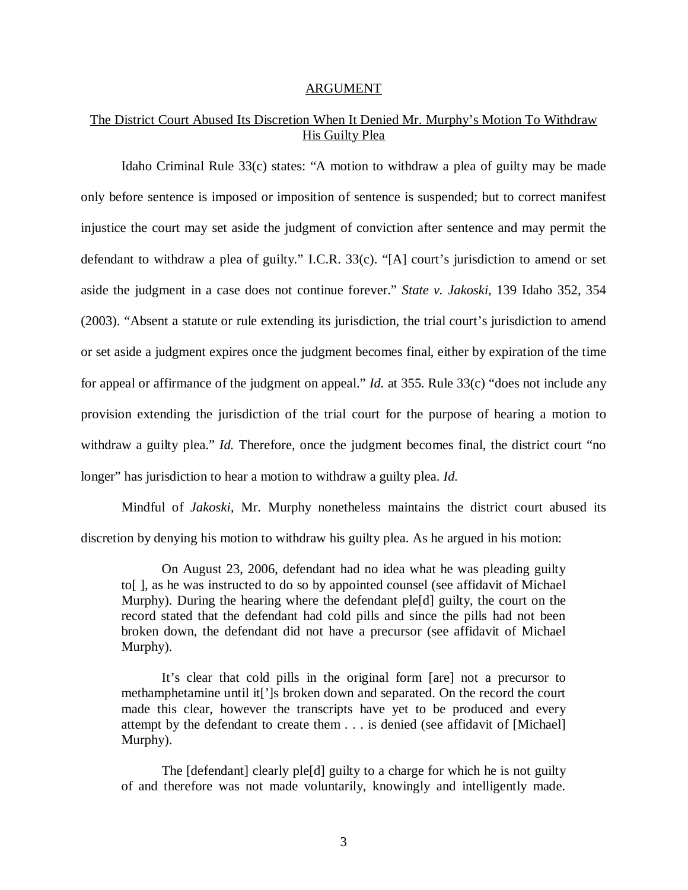## ARGUMENT

### The District Court Abused Its Discretion When It Denied Mr. Murphy's Motion To Withdraw His Guilty Plea

Idaho Criminal Rule 33(c) states: "A motion to withdraw a plea of guilty may be made only before sentence is imposed or imposition of sentence is suspended; but to correct manifest injustice the court may set aside the judgment of conviction after sentence and may permit the defendant to withdraw a plea of guilty." I.C.R. 33(c). "[A] court's jurisdiction to amend or set aside the judgment in a case does not continue forever." *State v. Jakoski*, 139 Idaho 352, 354 (2003). "Absent a statute or rule extending its jurisdiction, the trial court's jurisdiction to amend or set aside a judgment expires once the judgment becomes final, either by expiration of the time for appeal or affirmance of the judgment on appeal." *Id.* at 355. Rule 33(c) "does not include any provision extending the jurisdiction of the trial court for the purpose of hearing a motion to withdraw a guilty plea." *Id.* Therefore, once the judgment becomes final, the district court "no longer" has jurisdiction to hear a motion to withdraw a guilty plea. *Id.*

Mindful of *Jakoski*, Mr. Murphy nonetheless maintains the district court abused its discretion by denying his motion to withdraw his guilty plea. As he argued in his motion:

> On August 23, 2006, defendant had no idea what he was pleading guilty to[ ], as he was instructed to do so by appointed counsel (see affidavit of Michael Murphy). During the hearing where the defendant ple[d] guilty, the court on the record stated that the defendant had cold pills and since the pills had not been broken down, the defendant did not have a precursor (see affidavit of Michael Murphy).
>
> It's clear that cold pills in the original form [are] not a precursor to methamphetamine until it[']s broken down and separated. On the record the court made this clear, however the transcripts have yet to be produced and every attempt by the defendant to create them . . . is denied (see affidavit of [Michael] Murphy).
>
> The [defendant] clearly ple[d] guilty to a charge for which he is not guilty of and therefore was not made voluntarily, knowingly and intelligently made.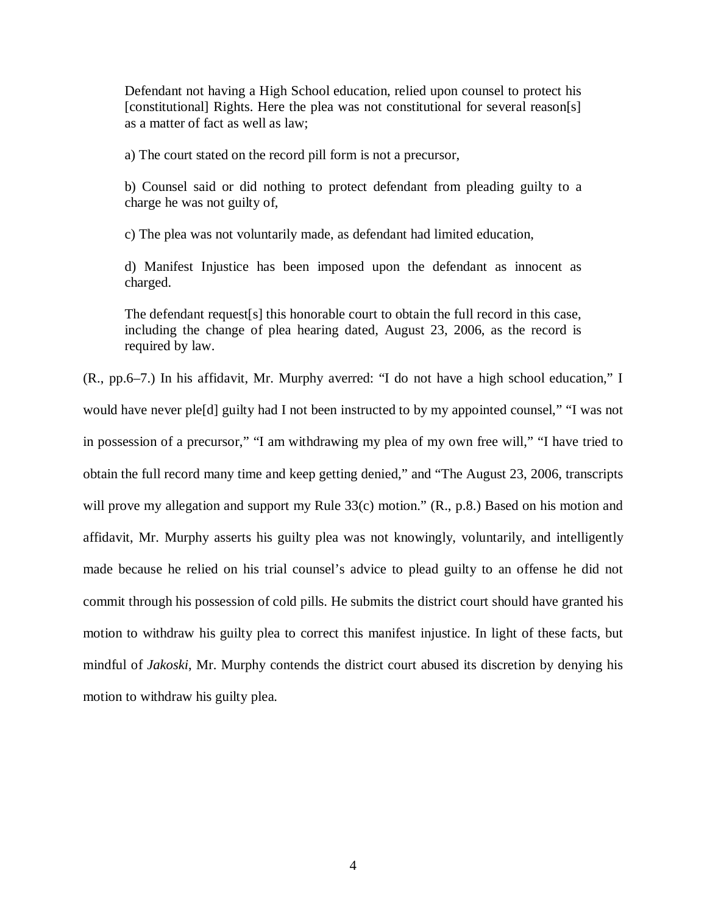> Defendant not having a High School education, relied upon counsel to protect his [constitutional] Rights. Here the plea was not constitutional for several reason[s] as a matter of fact as well as law;
>
> a) The court stated on the record pill form is not a precursor,
>
> b) Counsel said or did nothing to protect defendant from pleading guilty to a charge he was not guilty of,
>
> c) The plea was not voluntarily made, as defendant had limited education,
>
> d) Manifest Injustice has been imposed upon the defendant as innocent as charged.
>
> The defendant request[s] this honorable court to obtain the full record in this case, including the change of plea hearing dated, August 23, 2006, as the record is required by law.

(R., pp.6–7.) In his affidavit, Mr. Murphy averred: "I do not have a high school education," I would have never ple[d] guilty had I not been instructed to by my appointed counsel," "I was not in possession of a precursor," "I am withdrawing my plea of my own free will," "I have tried to obtain the full record many time and keep getting denied," and "The August 23, 2006, transcripts will prove my allegation and support my Rule 33(c) motion." (R., p.8.) Based on his motion and affidavit, Mr. Murphy asserts his guilty plea was not knowingly, voluntarily, and intelligently made because he relied on his trial counsel's advice to plead guilty to an offense he did not commit through his possession of cold pills. He submits the district court should have granted his motion to withdraw his guilty plea to correct this manifest injustice. In light of these facts, but mindful of *Jakoski*, Mr. Murphy contends the district court abused its discretion by denying his motion to withdraw his guilty plea.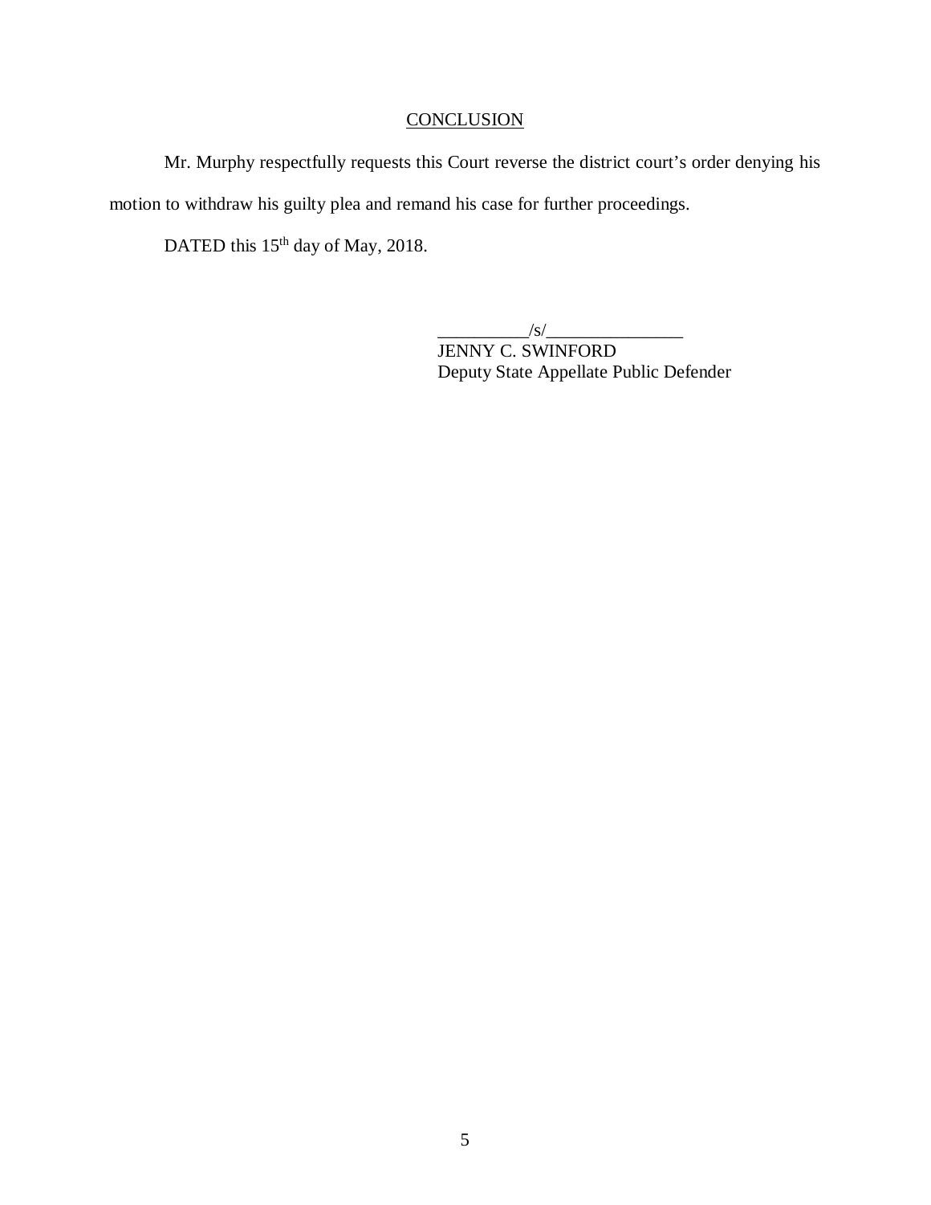## CONCLUSION

Mr. Murphy respectfully requests this Court reverse the district court's order denying his motion to withdraw his guilty plea and remand his case for further proceedings.

DATED this 15th day of May, 2018.

__________/s/_______________
JENNY C. SWINFORD
Deputy State Appellate Public Defender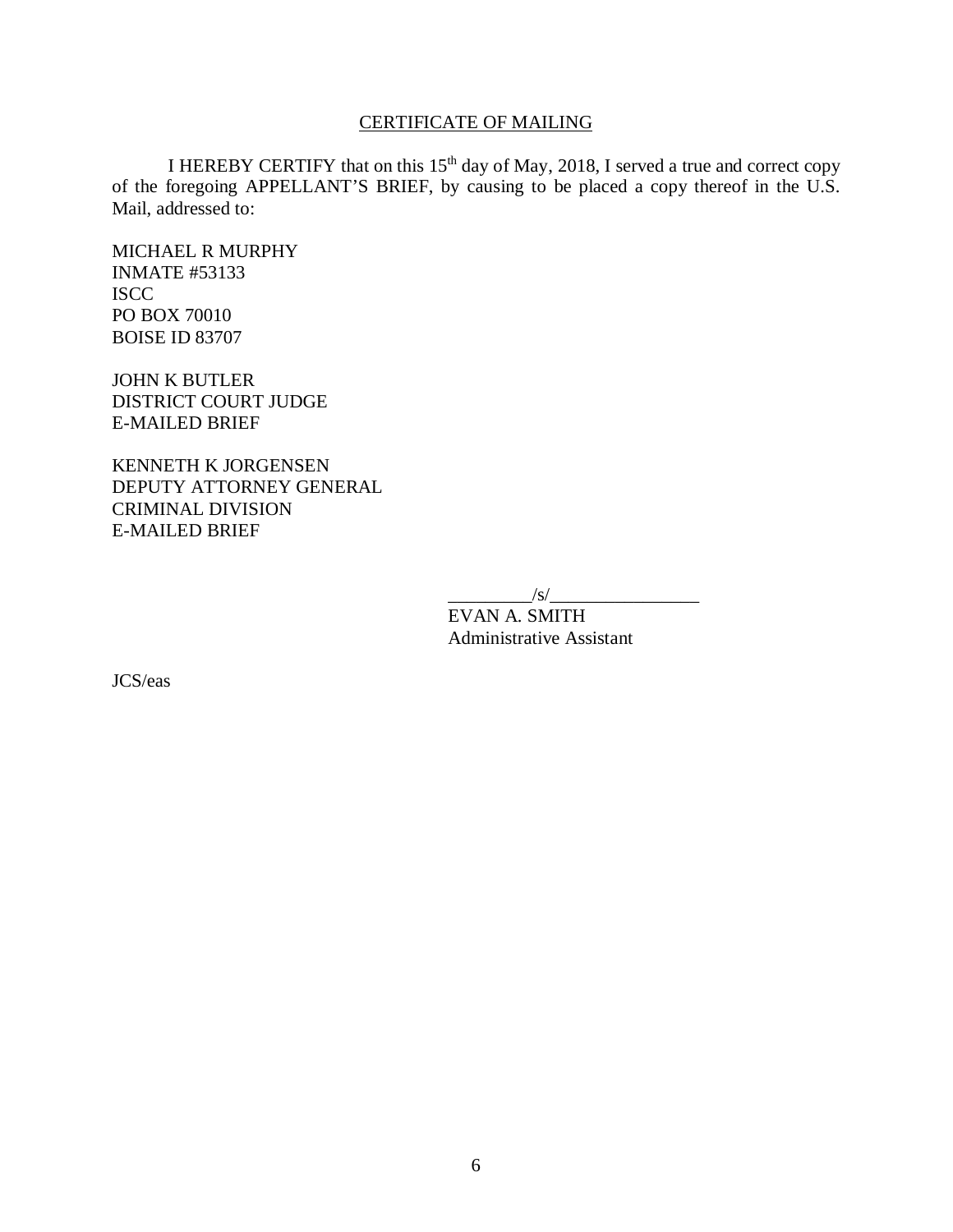## CERTIFICATE OF MAILING

I HEREBY CERTIFY that on this 15th day of May, 2018, I served a true and correct copy of the foregoing APPELLANT'S BRIEF, by causing to be placed a copy thereof in the U.S. Mail, addressed to:

MICHAEL R MURPHY
INMATE #53133
ISCC
PO BOX 70010
BOISE ID 83707

JOHN K BUTLER
DISTRICT COURT JUDGE
E-MAILED BRIEF

KENNETH K JORGENSEN
DEPUTY ATTORNEY GENERAL
CRIMINAL DIVISION
E-MAILED BRIEF

_________/s/________________
EVAN A. SMITH
Administrative Assistant

JCS/eas